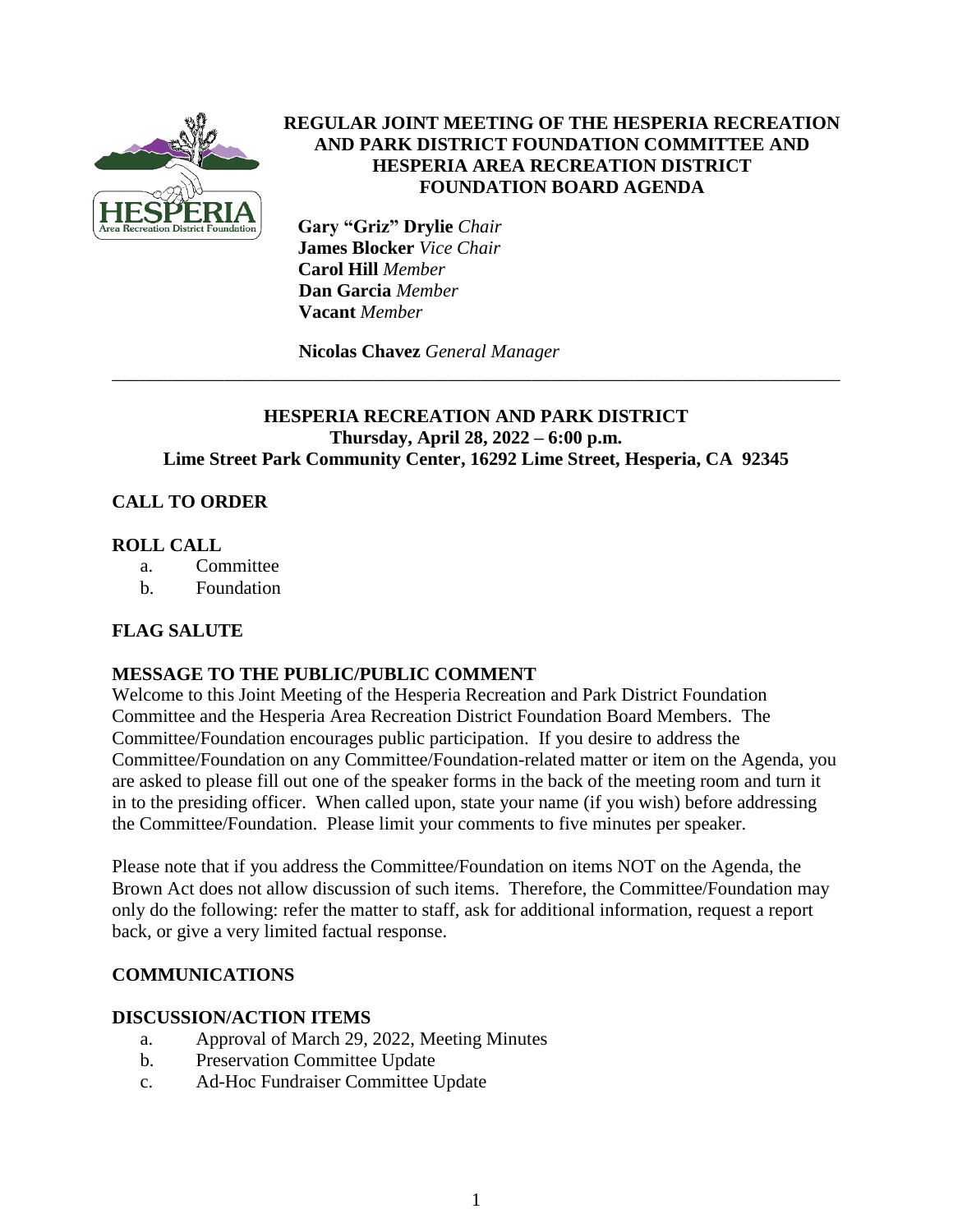# REGULAR JOINT MEETING OF THE HESPERIA RECREATION AND PARK DISTRICT FOUNDATION COMMITTEE AND HESPERIA AREA RECREATION DISTRICT FOUNDATION BOARD AGENDA

**Gary "Griz" Drylie** *Chair*
**James Blocker** *Vice Chair*
**Carol Hill** *Member*
**Dan Garcia** *Member*
**Vacant** *Member*

**Nicolas Chavez** *General Manager*

---

**HESPERIA RECREATION AND PARK DISTRICT**
**Thursday, April 28, 2022 – 6:00 p.m.**
**Lime Street Park Community Center, 16292 Lime Street, Hesperia, CA 92345**

## CALL TO ORDER

## ROLL CALL

a. Committee
b. Foundation

## FLAG SALUTE

## MESSAGE TO THE PUBLIC/PUBLIC COMMENT

Welcome to this Joint Meeting of the Hesperia Recreation and Park District Foundation Committee and the Hesperia Area Recreation District Foundation Board Members. The Committee/Foundation encourages public participation. If you desire to address the Committee/Foundation on any Committee/Foundation-related matter or item on the Agenda, you are asked to please fill out one of the speaker forms in the back of the meeting room and turn it in to the presiding officer. When called upon, state your name (if you wish) before addressing the Committee/Foundation. Please limit your comments to five minutes per speaker.

Please note that if you address the Committee/Foundation on items NOT on the Agenda, the Brown Act does not allow discussion of such items. Therefore, the Committee/Foundation may only do the following: refer the matter to staff, ask for additional information, request a report back, or give a very limited factual response.

## COMMUNICATIONS

## DISCUSSION/ACTION ITEMS

a. Approval of March 29, 2022, Meeting Minutes
b. Preservation Committee Update
c. Ad-Hoc Fundraiser Committee Update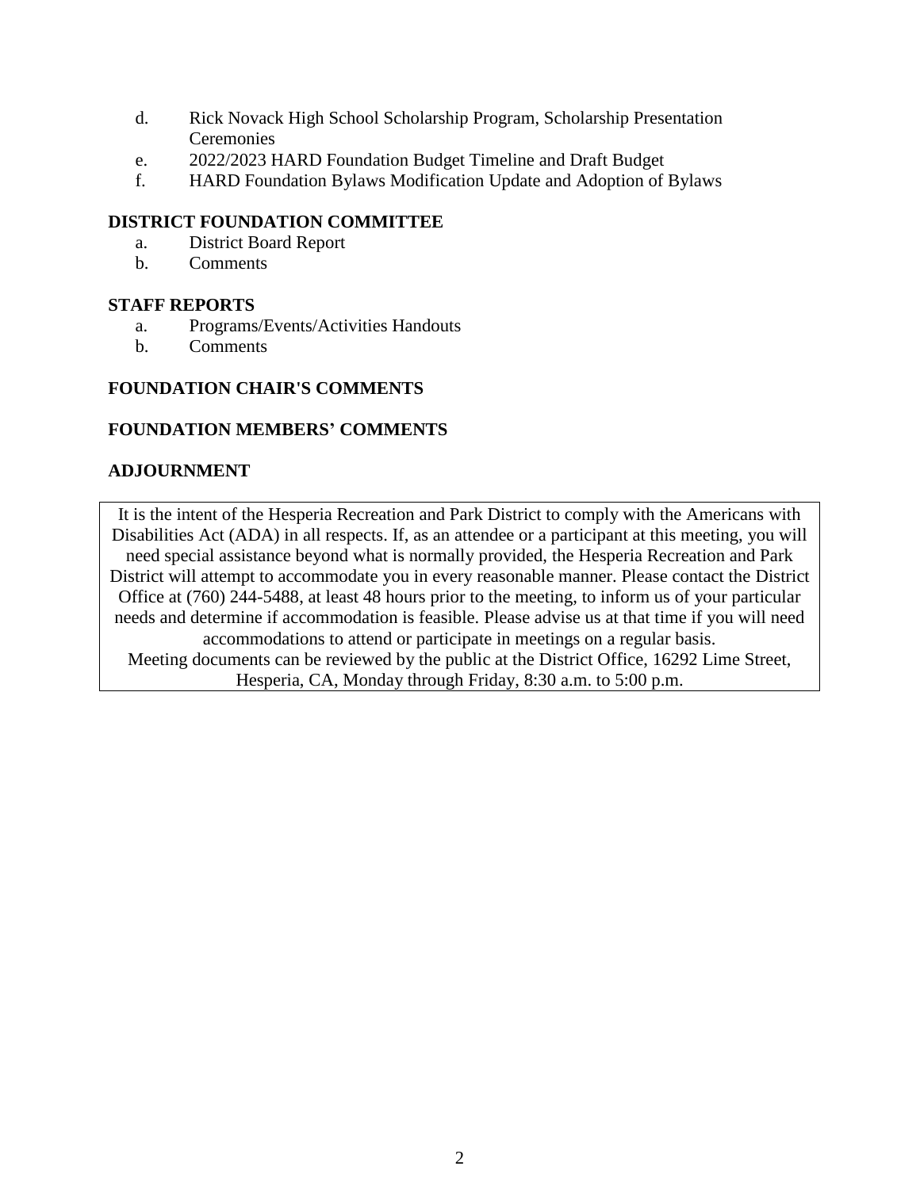d. Rick Novack High School Scholarship Program, Scholarship Presentation Ceremonies
e. 2022/2023 HARD Foundation Budget Timeline and Draft Budget
f. HARD Foundation Bylaws Modification Update and Adoption of Bylaws

**DISTRICT FOUNDATION COMMITTEE**

a. District Board Report
b. Comments

**STAFF REPORTS**

a. Programs/Events/Activities Handouts
b. Comments

**FOUNDATION CHAIR'S COMMENTS**

**FOUNDATION MEMBERS' COMMENTS**

**ADJOURNMENT**

It is the intent of the Hesperia Recreation and Park District to comply with the Americans with Disabilities Act (ADA) in all respects. If, as an attendee or a participant at this meeting, you will need special assistance beyond what is normally provided, the Hesperia Recreation and Park District will attempt to accommodate you in every reasonable manner. Please contact the District Office at (760) 244-5488, at least 48 hours prior to the meeting, to inform us of your particular needs and determine if accommodation is feasible. Please advise us at that time if you will need accommodations to attend or participate in meetings on a regular basis.
Meeting documents can be reviewed by the public at the District Office, 16292 Lime Street, Hesperia, CA, Monday through Friday, 8:30 a.m. to 5:00 p.m.